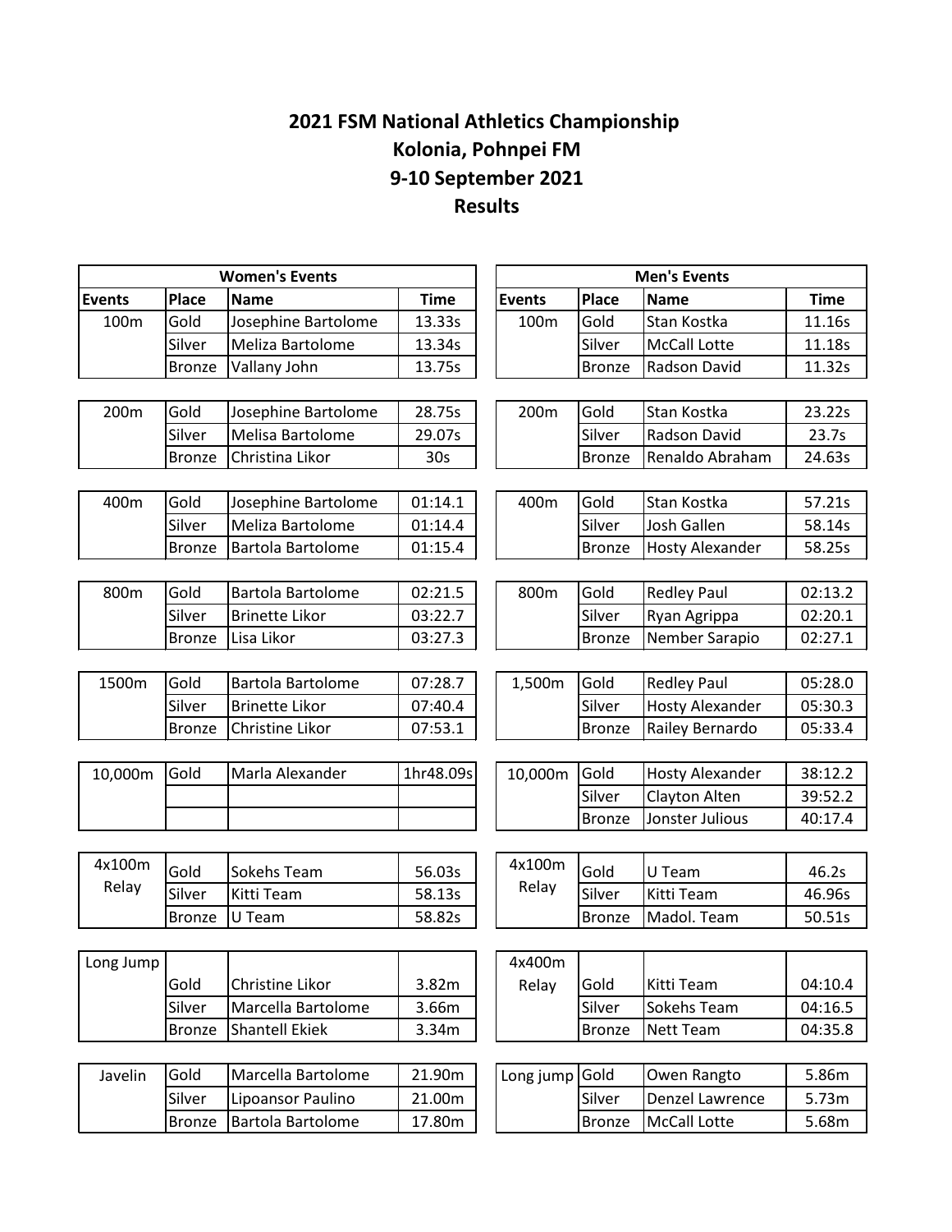# 2021 FSM National Athletics Championship
# Kolonia, Pohnpei FM
# 9-10 September 2021
# Results

## Women's Events

| Events | Place | Name | Time |
|---|---|---|---|
| 100m | Gold | Josephine Bartolome | 13.33s |
| | Silver | Meliza Bartolome | 13.34s |
| | Bronze | Vallany John | 13.75s |
| 200m | Gold | Josephine Bartolome | 28.75s |
| | Silver | Melisa Bartolome | 29.07s |
| | Bronze | Christina Likor | 30s |
| 400m | Gold | Josephine Bartolome | 01:14.1 |
| | Silver | Meliza Bartolome | 01:14.4 |
| | Bronze | Bartola Bartolome | 01:15.4 |
| 800m | Gold | Bartola Bartolome | 02:21.5 |
| | Silver | Brinette Likor | 03:22.7 |
| | Bronze | Lisa Likor | 03:27.3 |
| 1500m | Gold | Bartola Bartolome | 07:28.7 |
| | Silver | Brinette Likor | 07:40.4 |
| | Bronze | Christine Likor | 07:53.1 |
| 10,000m | Gold | Marla Alexander | 1hr48.09s |
| | | | |
| | | | |
| 4x100m Relay | Gold | Sokehs Team | 56.03s |
| | Silver | Kitti Team | 58.13s |
| | Bronze | U Team | 58.82s |
| Long Jump | Gold | Christine Likor | 3.82m |
| | Silver | Marcella Bartolome | 3.66m |
| | Bronze | Shantell Ekiek | 3.34m |
| Javelin | Gold | Marcella Bartolome | 21.90m |
| | Silver | Lipoansor Paulino | 21.00m |
| | Bronze | Bartola Bartolome | 17.80m |

## Men's Events

| Events | Place | Name | Time |
|---|---|---|---|
| 100m | Gold | Stan Kostka | 11.16s |
| | Silver | McCall Lotte | 11.18s |
| | Bronze | Radson David | 11.32s |
| 200m | Gold | Stan Kostka | 23.22s |
| | Silver | Radson David | 23.7s |
| | Bronze | Renaldo Abraham | 24.63s |
| 400m | Gold | Stan Kostka | 57.21s |
| | Silver | Josh Gallen | 58.14s |
| | Bronze | Hosty Alexander | 58.25s |
| 800m | Gold | Redley Paul | 02:13.2 |
| | Silver | Ryan Agrippa | 02:20.1 |
| | Bronze | Nember Sarapio | 02:27.1 |
| 1,500m | Gold | Redley Paul | 05:28.0 |
| | Silver | Hosty Alexander | 05:30.3 |
| | Bronze | Railey Bernardo | 05:33.4 |
| 10,000m | Gold | Hosty Alexander | 38:12.2 |
| | Silver | Clayton Alten | 39:52.2 |
| | Bronze | Jonster Julious | 40:17.4 |
| 4x100m Relay | Gold | U Team | 46.2s |
| | Silver | Kitti Team | 46.96s |
| | Bronze | Madol. Team | 50.51s |
| 4x400m Relay | Gold | Kitti Team | 04:10.4 |
| | Silver | Sokehs Team | 04:16.5 |
| | Bronze | Nett Team | 04:35.8 |
| Long jump | Gold | Owen Rangto | 5.86m |
| | Silver | Denzel Lawrence | 5.73m |
| | Bronze | McCall Lotte | 5.68m |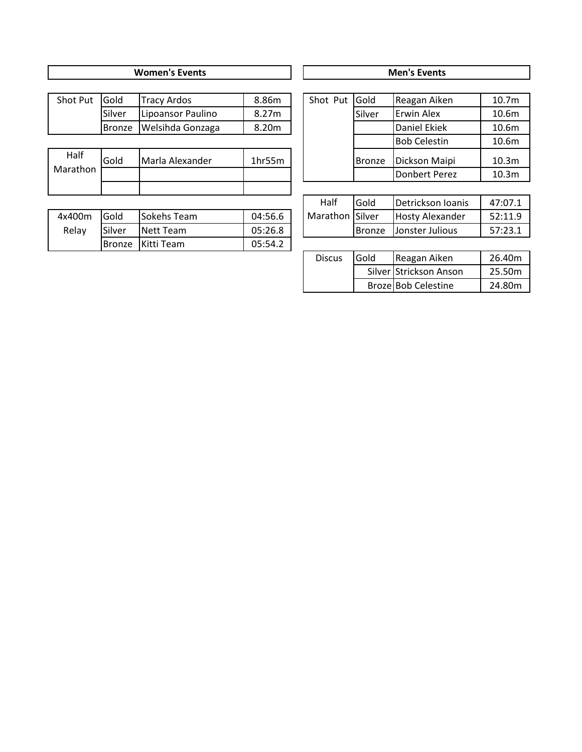## Women's Events

| | | | |
|---|---|---|---|
| Shot Put | Gold | Tracy Ardos | 8.86m |
| | Silver | Lipoansor Paulino | 8.27m |
| | Bronze | Welsihda Gonzaga | 8.20m |

| | | | |
|---|---|---|---|
| Half Marathon | Gold | Marla Alexander | 1hr55m |
| | | | |
| | | | |

| | | | |
|---|---|---|---|
| 4x400m Relay | Gold | Sokehs Team | 04:56.6 |
| | Silver | Nett Team | 05:26.8 |
| | Bronze | Kitti Team | 05:54.2 |

## Men's Events

| | | | |
|---|---|---|---|
| Shot Put | Gold | Reagan Aiken | 10.7m |
| | Silver | Erwin Alex | 10.6m |
| | | Daniel Ekiek | 10.6m |
| | | Bob Celestin | 10.6m |
| | Bronze | Dickson Maipi | 10.3m |
| | | Donbert Perez | 10.3m |

| | | | |
|---|---|---|---|
| Half Marathon | Gold | Detrickson Ioanis | 47:07.1 |
| | Silver | Hosty Alexander | 52:11.9 |
| | Bronze | Jonster Julious | 57:23.1 |

| | | | |
|---|---|---|---|
| Discus | Gold | Reagan Aiken | 26.40m |
| | Silver | Strickson Anson | 25.50m |
| | Broze | Bob Celestine | 24.80m |